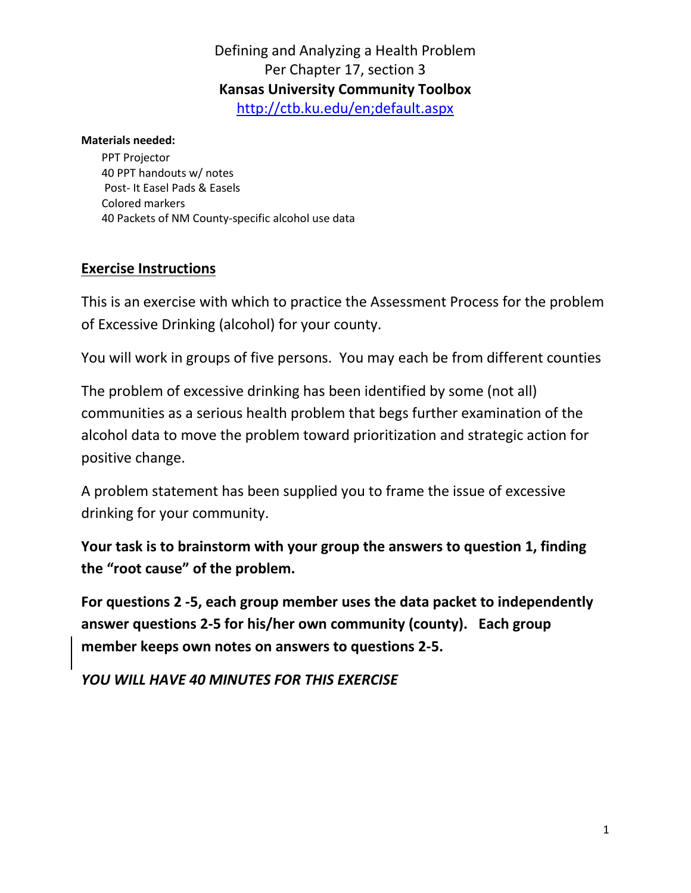# Defining and Analyzing a Health Problem
## Per Chapter 17, section 3
## **Kansas University Community Toolbox**
[http://ctb.ku.edu/en;default.aspx](http://ctb.ku.edu/en;default.aspx)

**Materials needed:**

PPT Projector
40 PPT handouts w/ notes
Post- It Easel Pads & Easels
Colored markers
40 Packets of NM County-specific alcohol use data

## **Exercise Instructions**

This is an exercise with which to practice the Assessment Process for the problem of Excessive Drinking (alcohol) for your county.

You will work in groups of five persons. You may each be from different counties

The problem of excessive drinking has been identified by some (not all) communities as a serious health problem that begs further examination of the alcohol data to move the problem toward prioritization and strategic action for positive change.

A problem statement has been supplied you to frame the issue of excessive drinking for your community.

**Your task is to brainstorm with your group the answers to question 1, finding the "root cause" of the problem.**

**For questions 2 -5, each group member uses the data packet to independently answer questions 2-5 for his/her own community (county). Each group member keeps own notes on answers to questions 2-5.**

***YOU WILL HAVE 40 MINUTES FOR THIS EXERCISE***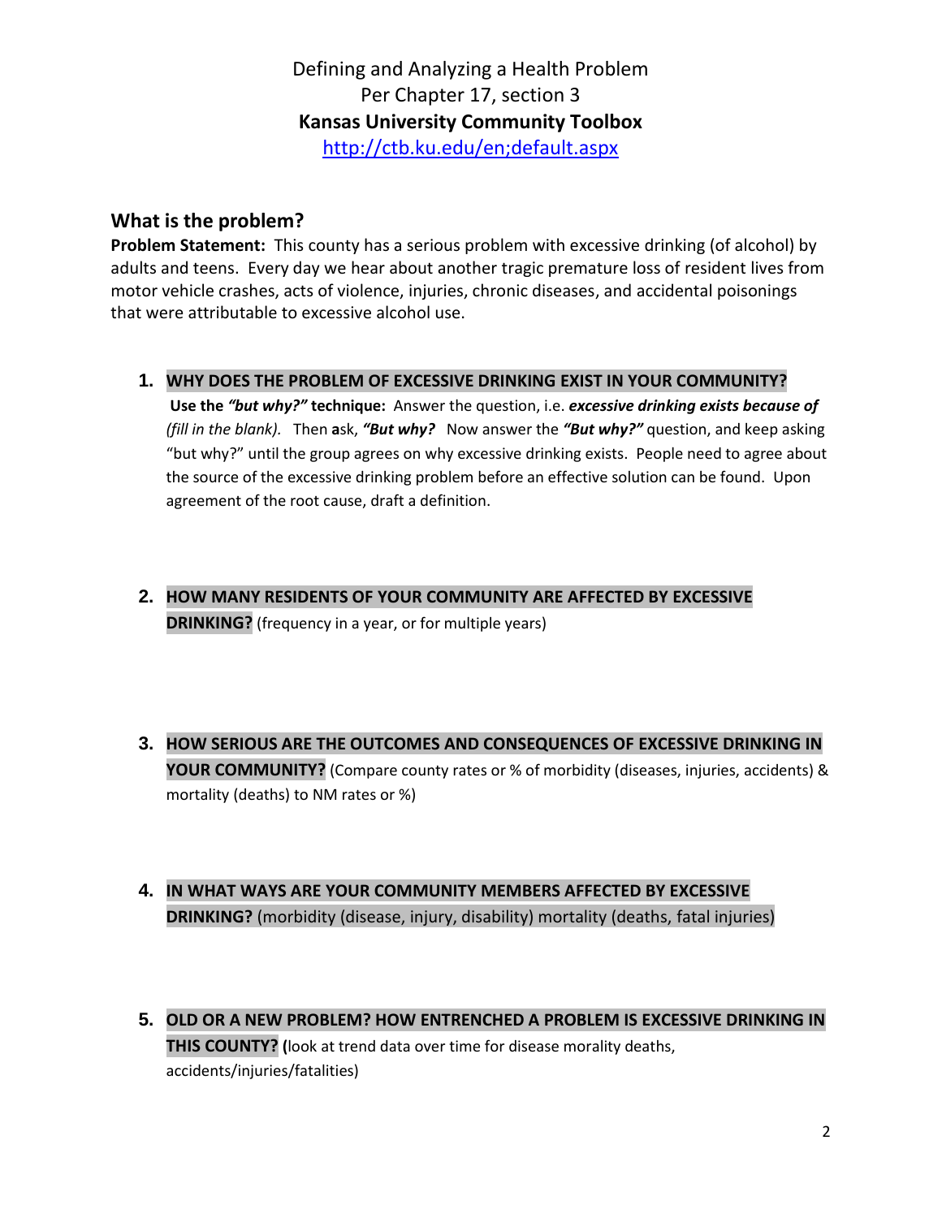Defining and Analyzing a Health Problem
Per Chapter 17, section 3
**Kansas University Community Toolbox**
http://ctb.ku.edu/en;default.aspx

## What is the problem?

**Problem Statement:** This county has a serious problem with excessive drinking (of alcohol) by adults and teens. Every day we hear about another tragic premature loss of resident lives from motor vehicle crashes, acts of violence, injuries, chronic diseases, and accidental poisonings that were attributable to excessive alcohol use.

1. **WHY DOES THE PROBLEM OF EXCESSIVE DRINKING EXIST IN YOUR COMMUNITY?**
   **Use the *"but why?"* technique:** Answer the question, i.e. ***excessive drinking exists because of*** *(fill in the blank).* Then **a**sk, ***"But why?"*** Now answer the ***"But why?"*** question, and keep asking "but why?" until the group agrees on why excessive drinking exists. People need to agree about the source of the excessive drinking problem before an effective solution can be found. Upon agreement of the root cause, draft a definition.

2. **HOW MANY RESIDENTS OF YOUR COMMUNITY ARE AFFECTED BY EXCESSIVE DRINKING?** (frequency in a year, or for multiple years)

3. **HOW SERIOUS ARE THE OUTCOMES AND CONSEQUENCES OF EXCESSIVE DRINKING IN YOUR COMMUNITY?** (Compare county rates or % of morbidity (diseases, injuries, accidents) & mortality (deaths) to NM rates or %)

4. **IN WHAT WAYS ARE YOUR COMMUNITY MEMBERS AFFECTED BY EXCESSIVE DRINKING?** (morbidity (disease, injury, disability) mortality (deaths, fatal injuries)

5. **OLD OR A NEW PROBLEM? HOW ENTRENCHED A PROBLEM IS EXCESSIVE DRINKING IN THIS COUNTY? (**look at trend data over time for disease morality deaths, accidents/injuries/fatalities)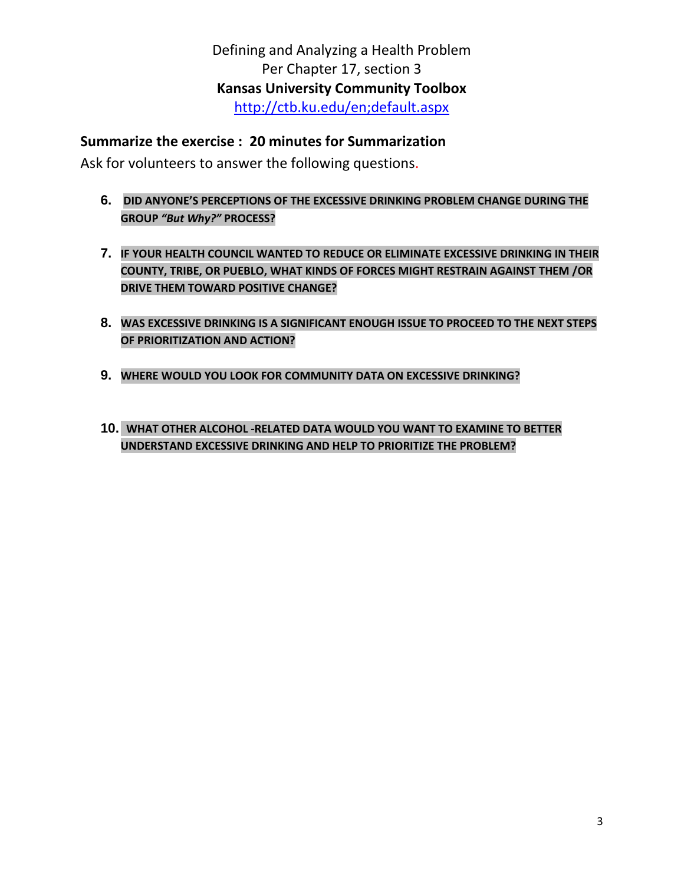Defining and Analyzing a Health Problem
Per Chapter 17, section 3
**Kansas University Community Toolbox**
http://ctb.ku.edu/en;default.aspx

**Summarize the exercise : 20 minutes for Summarization**

Ask for volunteers to answer the following questions.

6. **DID ANYONE'S PERCEPTIONS OF THE EXCESSIVE DRINKING PROBLEM CHANGE DURING THE GROUP *"But Why?"* PROCESS?**

7. **IF YOUR HEALTH COUNCIL WANTED TO REDUCE OR ELIMINATE EXCESSIVE DRINKING IN THEIR COUNTY, TRIBE, OR PUEBLO, WHAT KINDS OF FORCES MIGHT RESTRAIN AGAINST THEM /OR DRIVE THEM TOWARD POSITIVE CHANGE?**

8. **WAS EXCESSIVE DRINKING IS A SIGNIFICANT ENOUGH ISSUE TO PROCEED TO THE NEXT STEPS OF PRIORITIZATION AND ACTION?**

9. **WHERE WOULD YOU LOOK FOR COMMUNITY DATA ON EXCESSIVE DRINKING?**

10. **WHAT OTHER ALCOHOL -RELATED DATA WOULD YOU WANT TO EXAMINE TO BETTER UNDERSTAND EXCESSIVE DRINKING AND HELP TO PRIORITIZE THE PROBLEM?**